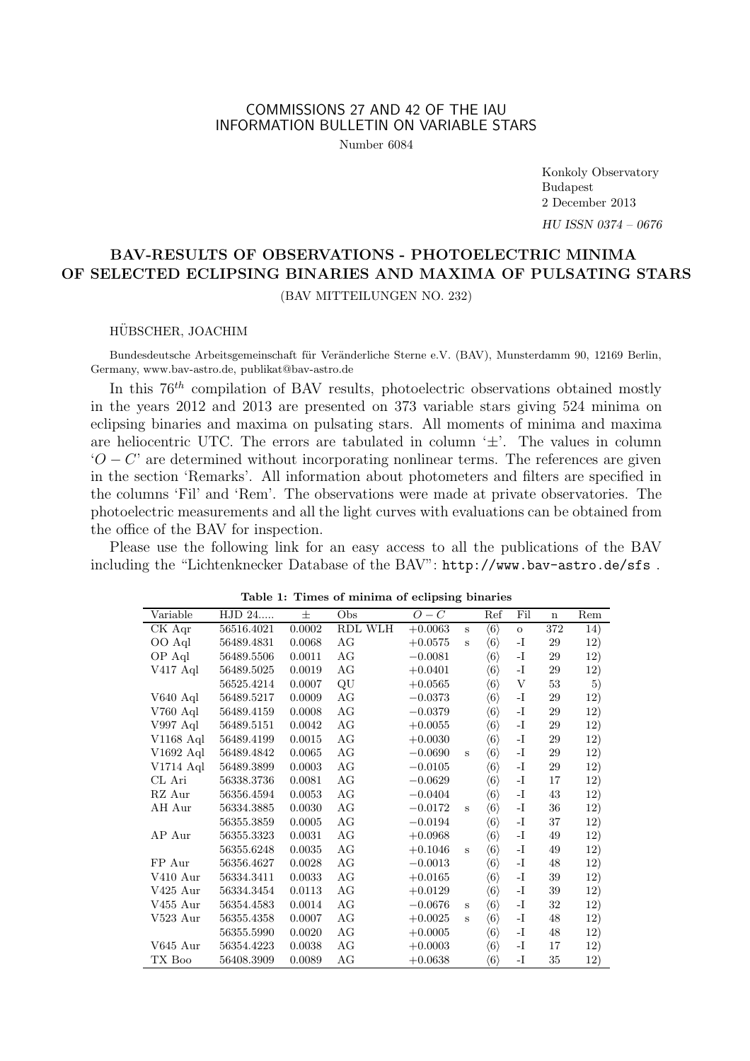COMMISSIONS 27 AND 42 OF THE IAU
INFORMATION BULLETIN ON VARIABLE STARS

Number 6084

Konkoly Observatory
Budapest
2 December 2013

*HU ISSN 0374 – 0676*

# BAV-RESULTS OF OBSERVATIONS - PHOTOELECTRIC MINIMA OF SELECTED ECLIPSING BINARIES AND MAXIMA OF PULSATING STARS

(BAV MITTEILUNGEN NO. 232)

HÜBSCHER, JOACHIM

Bundesdeutsche Arbeitsgemeinschaft für Veränderliche Sterne e.V. (BAV), Munsterdamm 90, 12169 Berlin, Germany, www.bav-astro.de, publikat@bav-astro.de

In this $76^{th}$ compilation of BAV results, photoelectric observations obtained mostly in the years 2012 and 2013 are presented on 373 variable stars giving 524 minima on eclipsing binaries and maxima on pulsating stars. All moments of minima and maxima are heliocentric UTC. The errors are tabulated in column '$\pm$'. The values in column '$O-C$' are determined without incorporating nonlinear terms. The references are given in the section 'Remarks'. All information about photometers and filters are specified in the columns 'Fil' and 'Rem'. The observations were made at private observatories. The photoelectric measurements and all the light curves with evaluations can be obtained from the office of the BAV for inspection.

Please use the following link for an easy access to all the publications of the BAV including the "Lichtenknecker Database of the BAV": http://www.bav-astro.de/sfs .

**Table 1: Times of minima of eclipsing binaries**

| Variable | HJD 24..... | ± | Obs | $O-C$ | | Ref | Fil | n | Rem |
|---|---|---|---|---|---|---|---|---|---|
| CK Aqr | 56516.4021 | 0.0002 | RDL WLH | +0.0063 | s | ⟨6⟩ | o | 372 | 14) |
| OO Aql | 56489.4831 | 0.0068 | AG | +0.0575 | s | ⟨6⟩ | -I | 29 | 12) |
| OP Aql | 56489.5506 | 0.0011 | AG | −0.0081 | | ⟨6⟩ | -I | 29 | 12) |
| V417 Aql | 56489.5025 | 0.0019 | AG | +0.0401 | | ⟨6⟩ | -I | 29 | 12) |
| | 56525.4214 | 0.0007 | QU | +0.0565 | | ⟨6⟩ | V | 53 | 5) |
| V640 Aql | 56489.5217 | 0.0009 | AG | −0.0373 | | ⟨6⟩ | -I | 29 | 12) |
| V760 Aql | 56489.4159 | 0.0008 | AG | −0.0379 | | ⟨6⟩ | -I | 29 | 12) |
| V997 Aql | 56489.5151 | 0.0042 | AG | +0.0055 | | ⟨6⟩ | -I | 29 | 12) |
| V1168 Aql | 56489.4199 | 0.0015 | AG | +0.0030 | | ⟨6⟩ | -I | 29 | 12) |
| V1692 Aql | 56489.4842 | 0.0065 | AG | −0.0690 | s | ⟨6⟩ | -I | 29 | 12) |
| V1714 Aql | 56489.3899 | 0.0003 | AG | −0.0105 | | ⟨6⟩ | -I | 29 | 12) |
| CL Ari | 56338.3736 | 0.0081 | AG | −0.0629 | | ⟨6⟩ | -I | 17 | 12) |
| RZ Aur | 56356.4594 | 0.0053 | AG | −0.0404 | | ⟨6⟩ | -I | 43 | 12) |
| AH Aur | 56334.3885 | 0.0030 | AG | −0.0172 | s | ⟨6⟩ | -I | 36 | 12) |
| | 56355.3859 | 0.0005 | AG | −0.0194 | | ⟨6⟩ | -I | 37 | 12) |
| AP Aur | 56355.3323 | 0.0031 | AG | +0.0968 | | ⟨6⟩ | -I | 49 | 12) |
| | 56355.6248 | 0.0035 | AG | +0.1046 | s | ⟨6⟩ | -I | 49 | 12) |
| FP Aur | 56356.4627 | 0.0028 | AG | −0.0013 | | ⟨6⟩ | -I | 48 | 12) |
| V410 Aur | 56334.3411 | 0.0033 | AG | +0.0165 | | ⟨6⟩ | -I | 39 | 12) |
| V425 Aur | 56334.3454 | 0.0113 | AG | +0.0129 | | ⟨6⟩ | -I | 39 | 12) |
| V455 Aur | 56354.4583 | 0.0014 | AG | −0.0676 | s | ⟨6⟩ | -I | 32 | 12) |
| V523 Aur | 56355.4358 | 0.0007 | AG | +0.0025 | s | ⟨6⟩ | -I | 48 | 12) |
| | 56355.5990 | 0.0020 | AG | +0.0005 | | ⟨6⟩ | -I | 48 | 12) |
| V645 Aur | 56354.4223 | 0.0038 | AG | +0.0003 | | ⟨6⟩ | -I | 17 | 12) |
| TX Boo | 56408.3909 | 0.0089 | AG | +0.0638 | | ⟨6⟩ | -I | 35 | 12) |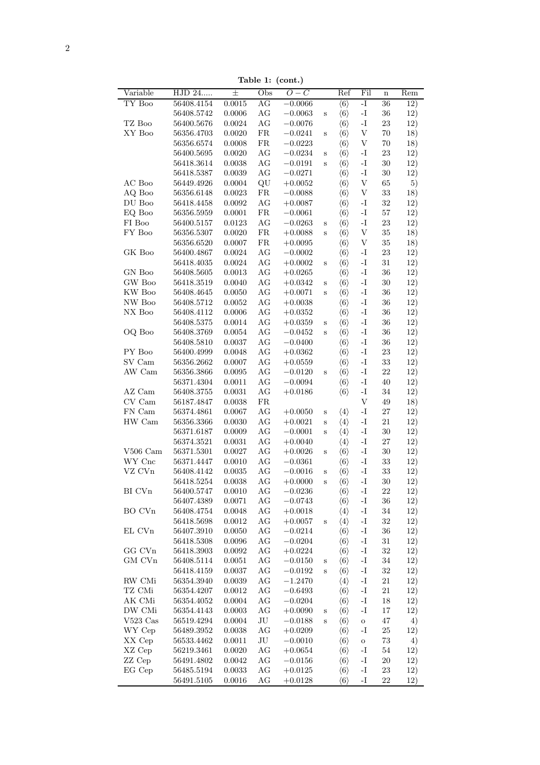**Table 1: (cont.)**

| Variable | HJD 24..... | ± | Obs | $O-C$ | | Ref | Fil | n | Rem |
|---|---|---|---|---|---|---|---|---|---|
| TY Boo | 56408.4154 | 0.0015 | AG | $-0.0066$ | | ⟨6⟩ | -I | 36 | 12) |
| | 56408.5742 | 0.0006 | AG | $-0.0063$ | s | ⟨6⟩ | -I | 36 | 12) |
| TZ Boo | 56400.5676 | 0.0024 | AG | $-0.0076$ | | ⟨6⟩ | -I | 23 | 12) |
| XY Boo | 56356.4703 | 0.0020 | FR | $-0.0241$ | s | ⟨6⟩ | V | 70 | 18) |
| | 56356.6574 | 0.0008 | FR | $-0.0223$ | | ⟨6⟩ | V | 70 | 18) |
| | 56400.5695 | 0.0020 | AG | $-0.0234$ | s | ⟨6⟩ | -I | 23 | 12) |
| | 56418.3614 | 0.0038 | AG | $-0.0191$ | s | ⟨6⟩ | -I | 30 | 12) |
| | 56418.5387 | 0.0039 | AG | $-0.0271$ | | ⟨6⟩ | -I | 30 | 12) |
| AC Boo | 56449.4926 | 0.0004 | QU | $+0.0052$ | | ⟨6⟩ | V | 65 | 5) |
| AQ Boo | 56356.6148 | 0.0023 | FR | $-0.0088$ | | ⟨6⟩ | V | 33 | 18) |
| DU Boo | 56418.4458 | 0.0092 | AG | $+0.0087$ | | ⟨6⟩ | -I | 32 | 12) |
| EQ Boo | 56356.5959 | 0.0001 | FR | $-0.0061$ | | ⟨6⟩ | -I | 57 | 12) |
| FI Boo | 56400.5157 | 0.0123 | AG | $-0.0263$ | s | ⟨6⟩ | -I | 23 | 12) |
| FY Boo | 56356.5307 | 0.0020 | FR | $+0.0088$ | s | ⟨6⟩ | V | 35 | 18) |
| | 56356.6520 | 0.0007 | FR | $+0.0095$ | | ⟨6⟩ | V | 35 | 18) |
| GK Boo | 56400.4867 | 0.0024 | AG | $-0.0002$ | | ⟨6⟩ | -I | 23 | 12) |
| | 56418.4035 | 0.0024 | AG | $+0.0002$ | s | ⟨6⟩ | -I | 31 | 12) |
| GN Boo | 56408.5605 | 0.0013 | AG | $+0.0265$ | | ⟨6⟩ | -I | 36 | 12) |
| GW Boo | 56418.3519 | 0.0040 | AG | $+0.0342$ | s | ⟨6⟩ | -I | 30 | 12) |
| KW Boo | 56408.4645 | 0.0050 | AG | $+0.0071$ | s | ⟨6⟩ | -I | 36 | 12) |
| NW Boo | 56408.5712 | 0.0052 | AG | $+0.0038$ | | ⟨6⟩ | -I | 36 | 12) |
| NX Boo | 56408.4112 | 0.0006 | AG | $+0.0352$ | | ⟨6⟩ | -I | 36 | 12) |
| | 56408.5375 | 0.0014 | AG | $+0.0359$ | s | ⟨6⟩ | -I | 36 | 12) |
| OQ Boo | 56408.3769 | 0.0054 | AG | $-0.0452$ | s | ⟨6⟩ | -I | 36 | 12) |
| | 56408.5810 | 0.0037 | AG | $-0.0400$ | | ⟨6⟩ | -I | 36 | 12) |
| PY Boo | 56400.4999 | 0.0048 | AG | $+0.0362$ | | ⟨6⟩ | -I | 23 | 12) |
| SV Cam | 56356.2662 | 0.0007 | AG | $+0.0559$ | | ⟨6⟩ | -I | 33 | 12) |
| AW Cam | 56356.3866 | 0.0095 | AG | $-0.0120$ | s | ⟨6⟩ | -I | 22 | 12) |
| | 56371.4304 | 0.0011 | AG | $-0.0094$ | | ⟨6⟩ | -I | 40 | 12) |
| AZ Cam | 56408.3755 | 0.0031 | AG | $+0.0186$ | | ⟨6⟩ | -I | 34 | 12) |
| CV Cam | 56187.4847 | 0.0038 | FR | | | | V | 49 | 18) |
| FN Cam | 56374.4861 | 0.0067 | AG | $+0.0050$ | s | ⟨4⟩ | -I | 27 | 12) |
| HW Cam | 56356.3366 | 0.0030 | AG | $+0.0021$ | s | ⟨4⟩ | -I | 21 | 12) |
| | 56371.6187 | 0.0009 | AG | $-0.0001$ | s | ⟨4⟩ | -I | 30 | 12) |
| | 56374.3521 | 0.0031 | AG | $+0.0040$ | | ⟨4⟩ | -I | 27 | 12) |
| V506 Cam | 56371.5301 | 0.0027 | AG | $+0.0026$ | s | ⟨6⟩ | -I | 30 | 12) |
| WY Cnc | 56371.4447 | 0.0010 | AG | $-0.0361$ | | ⟨6⟩ | -I | 33 | 12) |
| VZ CVn | 56408.4142 | 0.0035 | AG | $-0.0016$ | s | ⟨6⟩ | -I | 33 | 12) |
| | 56418.5254 | 0.0038 | AG | $+0.0000$ | s | ⟨6⟩ | -I | 30 | 12) |
| BI CVn | 56400.5747 | 0.0010 | AG | $-0.0236$ | | ⟨6⟩ | -I | 22 | 12) |
| | 56407.4389 | 0.0071 | AG | $-0.0743$ | | ⟨6⟩ | -I | 36 | 12) |
| BO CVn | 56408.4754 | 0.0048 | AG | $+0.0018$ | | ⟨4⟩ | -I | 34 | 12) |
| | 56418.5698 | 0.0012 | AG | $+0.0057$ | s | ⟨4⟩ | -I | 32 | 12) |
| EL CVn | 56407.3910 | 0.0050 | AG | $-0.0214$ | | ⟨6⟩ | -I | 36 | 12) |
| | 56418.5308 | 0.0096 | AG | $-0.0204$ | | ⟨6⟩ | -I | 31 | 12) |
| GG CVn | 56418.3903 | 0.0092 | AG | $+0.0224$ | | ⟨6⟩ | -I | 32 | 12) |
| GM CVn | 56408.5114 | 0.0051 | AG | $-0.0150$ | s | ⟨6⟩ | -I | 34 | 12) |
| | 56418.4159 | 0.0037 | AG | $-0.0192$ | s | ⟨6⟩ | -I | 32 | 12) |
| RW CMi | 56354.3940 | 0.0039 | AG | $-1.2470$ | | ⟨4⟩ | -I | 21 | 12) |
| TZ CMi | 56354.4207 | 0.0012 | AG | $-0.6493$ | | ⟨6⟩ | -I | 21 | 12) |
| AK CMi | 56354.4052 | 0.0004 | AG | $-0.0204$ | | ⟨6⟩ | -I | 18 | 12) |
| DW CMi | 56354.4143 | 0.0003 | AG | $+0.0090$ | s | ⟨6⟩ | -I | 17 | 12) |
| V523 Cas | 56519.4294 | 0.0004 | JU | $-0.0188$ | s | ⟨6⟩ | o | 47 | 4) |
| WY Cep | 56489.3952 | 0.0038 | AG | $+0.0209$ | | ⟨6⟩ | -I | 25 | 12) |
| XX Cep | 56533.4462 | 0.0011 | JU | $-0.0010$ | | ⟨6⟩ | o | 73 | 4) |
| XZ Cep | 56219.3461 | 0.0020 | AG | $+0.0654$ | | ⟨6⟩ | -I | 54 | 12) |
| ZZ Cep | 56491.4802 | 0.0042 | AG | $-0.0156$ | | ⟨6⟩ | -I | 20 | 12) |
| EG Cep | 56485.5194 | 0.0033 | AG | $+0.0125$ | | ⟨6⟩ | -I | 23 | 12) |
| | 56491.5105 | 0.0016 | AG | $+0.0128$ | | ⟨6⟩ | -I | 22 | 12) |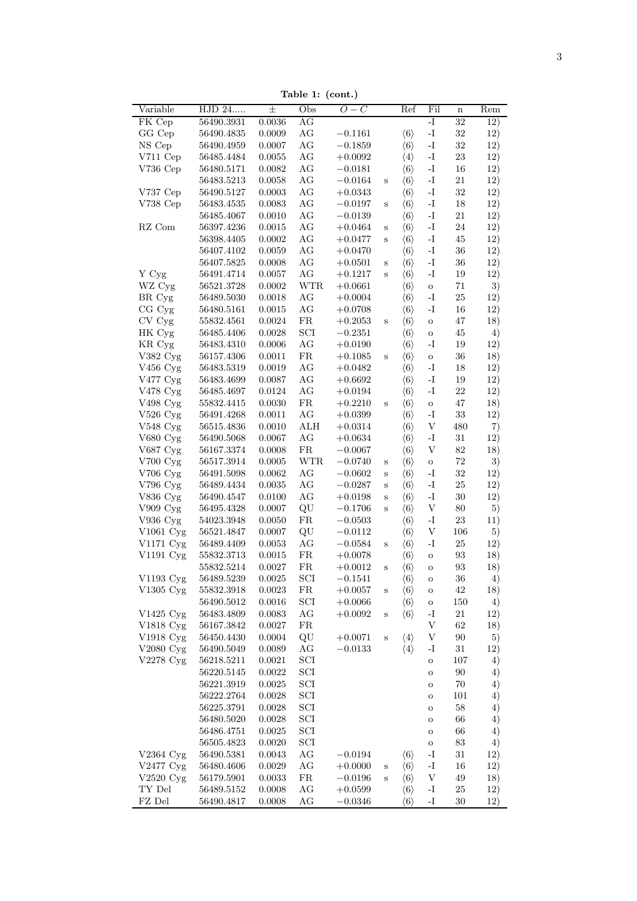**Table 1: (cont.)**

| Variable | HJD 24..... | ± | Obs | $O-C$ | | Ref | Fil | n | Rem |
|---|---|---|---|---|---|---|---|---|---|
| FK Cep | 56490.3931 | 0.0036 | AG | | | | -I | 32 | 12) |
| GG Cep | 56490.4835 | 0.0009 | AG | −0.1161 | | ⟨6⟩ | -I | 32 | 12) |
| NS Cep | 56490.4959 | 0.0007 | AG | −0.1859 | | ⟨6⟩ | -I | 32 | 12) |
| V711 Cep | 56485.4484 | 0.0055 | AG | +0.0092 | | ⟨4⟩ | -I | 23 | 12) |
| V736 Cep | 56480.5171 | 0.0082 | AG | −0.0181 | | ⟨6⟩ | -I | 16 | 12) |
| | 56483.5213 | 0.0058 | AG | −0.0164 | s | ⟨6⟩ | -I | 21 | 12) |
| V737 Cep | 56490.5127 | 0.0003 | AG | +0.0343 | | ⟨6⟩ | -I | 32 | 12) |
| V738 Cep | 56483.4535 | 0.0083 | AG | −0.0197 | s | ⟨6⟩ | -I | 18 | 12) |
| | 56485.4067 | 0.0010 | AG | −0.0139 | | ⟨6⟩ | -I | 21 | 12) |
| RZ Com | 56397.4236 | 0.0015 | AG | +0.0464 | s | ⟨6⟩ | -I | 24 | 12) |
| | 56398.4405 | 0.0002 | AG | +0.0477 | s | ⟨6⟩ | -I | 45 | 12) |
| | 56407.4102 | 0.0059 | AG | +0.0470 | | ⟨6⟩ | -I | 36 | 12) |
| | 56407.5825 | 0.0008 | AG | +0.0501 | s | ⟨6⟩ | -I | 36 | 12) |
| Y Cyg | 56491.4714 | 0.0057 | AG | +0.1217 | s | ⟨6⟩ | -I | 19 | 12) |
| WZ Cyg | 56521.3728 | 0.0002 | WTR | +0.0661 | | ⟨6⟩ | o | 71 | 3) |
| BR Cyg | 56489.5030 | 0.0018 | AG | +0.0004 | | ⟨6⟩ | -I | 25 | 12) |
| CG Cyg | 56480.5161 | 0.0015 | AG | +0.0708 | | ⟨6⟩ | -I | 16 | 12) |
| CV Cyg | 55832.4561 | 0.0024 | FR | +0.2053 | s | ⟨6⟩ | o | 47 | 18) |
| HK Cyg | 56485.4406 | 0.0028 | SCI | −0.2351 | | ⟨6⟩ | o | 45 | 4) |
| KR Cyg | 56483.4310 | 0.0006 | AG | +0.0190 | | ⟨6⟩ | -I | 19 | 12) |
| V382 Cyg | 56157.4306 | 0.0011 | FR | +0.1085 | s | ⟨6⟩ | o | 36 | 18) |
| V456 Cyg | 56483.5319 | 0.0019 | AG | +0.0482 | | ⟨6⟩ | -I | 18 | 12) |
| V477 Cyg | 56483.4699 | 0.0087 | AG | +0.6692 | | ⟨6⟩ | -I | 19 | 12) |
| V478 Cyg | 56485.4697 | 0.0124 | AG | +0.0194 | | ⟨6⟩ | -I | 22 | 12) |
| V498 Cyg | 55832.4415 | 0.0030 | FR | +0.2210 | s | ⟨6⟩ | o | 47 | 18) |
| V526 Cyg | 56491.4268 | 0.0011 | AG | +0.0399 | | ⟨6⟩ | -I | 33 | 12) |
| V548 Cyg | 56515.4836 | 0.0010 | ALH | +0.0314 | | ⟨6⟩ | V | 480 | 7) |
| V680 Cyg | 56490.5068 | 0.0067 | AG | +0.0634 | | ⟨6⟩ | -I | 31 | 12) |
| V687 Cyg | 56167.3374 | 0.0008 | FR | −0.0067 | | ⟨6⟩ | V | 82 | 18) |
| V700 Cyg | 56517.3914 | 0.0005 | WTR | −0.0740 | s | ⟨6⟩ | o | 72 | 3) |
| V706 Cyg | 56491.5098 | 0.0062 | AG | −0.0602 | s | ⟨6⟩ | -I | 32 | 12) |
| V796 Cyg | 56489.4434 | 0.0035 | AG | −0.0287 | s | ⟨6⟩ | -I | 25 | 12) |
| V836 Cyg | 56490.4547 | 0.0100 | AG | +0.0198 | s | ⟨6⟩ | -I | 30 | 12) |
| V909 Cyg | 56495.4328 | 0.0007 | QU | −0.1706 | s | ⟨6⟩ | V | 80 | 5) |
| V936 Cyg | 54023.3948 | 0.0050 | FR | −0.0503 | | ⟨6⟩ | -I | 23 | 11) |
| V1061 Cyg | 56521.4847 | 0.0007 | QU | −0.0112 | | ⟨6⟩ | V | 106 | 5) |
| V1171 Cyg | 56489.4409 | 0.0053 | AG | −0.0584 | s | ⟨6⟩ | -I | 25 | 12) |
| V1191 Cyg | 55832.3713 | 0.0015 | FR | +0.0078 | | ⟨6⟩ | o | 93 | 18) |
| | 55832.5214 | 0.0027 | FR | +0.0012 | s | ⟨6⟩ | o | 93 | 18) |
| V1193 Cyg | 56489.5239 | 0.0025 | SCI | −0.1541 | | ⟨6⟩ | o | 36 | 4) |
| V1305 Cyg | 55832.3918 | 0.0023 | FR | +0.0057 | s | ⟨6⟩ | o | 42 | 18) |
| | 56490.5012 | 0.0016 | SCI | +0.0066 | | ⟨6⟩ | o | 150 | 4) |
| V1425 Cyg | 56483.4809 | 0.0083 | AG | +0.0092 | s | ⟨6⟩ | -I | 21 | 12) |
| V1818 Cyg | 56167.3842 | 0.0027 | FR | | | | V | 62 | 18) |
| V1918 Cyg | 56450.4430 | 0.0004 | QU | +0.0071 | s | ⟨4⟩ | V | 90 | 5) |
| V2080 Cyg | 56490.5049 | 0.0089 | AG | −0.0133 | | ⟨4⟩ | -I | 31 | 12) |
| V2278 Cyg | 56218.5211 | 0.0021 | SCI | | | | o | 107 | 4) |
| | 56220.5145 | 0.0022 | SCI | | | | o | 90 | 4) |
| | 56221.3919 | 0.0025 | SCI | | | | o | 70 | 4) |
| | 56222.2764 | 0.0028 | SCI | | | | o | 101 | 4) |
| | 56225.3791 | 0.0028 | SCI | | | | o | 58 | 4) |
| | 56480.5020 | 0.0028 | SCI | | | | o | 66 | 4) |
| | 56486.4751 | 0.0025 | SCI | | | | o | 66 | 4) |
| | 56505.4823 | 0.0020 | SCI | | | | o | 83 | 4) |
| V2364 Cyg | 56490.5381 | 0.0043 | AG | −0.0194 | | ⟨6⟩ | -I | 31 | 12) |
| V2477 Cyg | 56480.4606 | 0.0029 | AG | +0.0000 | s | ⟨6⟩ | -I | 16 | 12) |
| V2520 Cyg | 56179.5901 | 0.0033 | FR | −0.0196 | s | ⟨6⟩ | V | 49 | 18) |
| TY Del | 56489.5152 | 0.0008 | AG | +0.0599 | | ⟨6⟩ | -I | 25 | 12) |
| FZ Del | 56490.4817 | 0.0008 | AG | −0.0346 | | ⟨6⟩ | -I | 30 | 12) |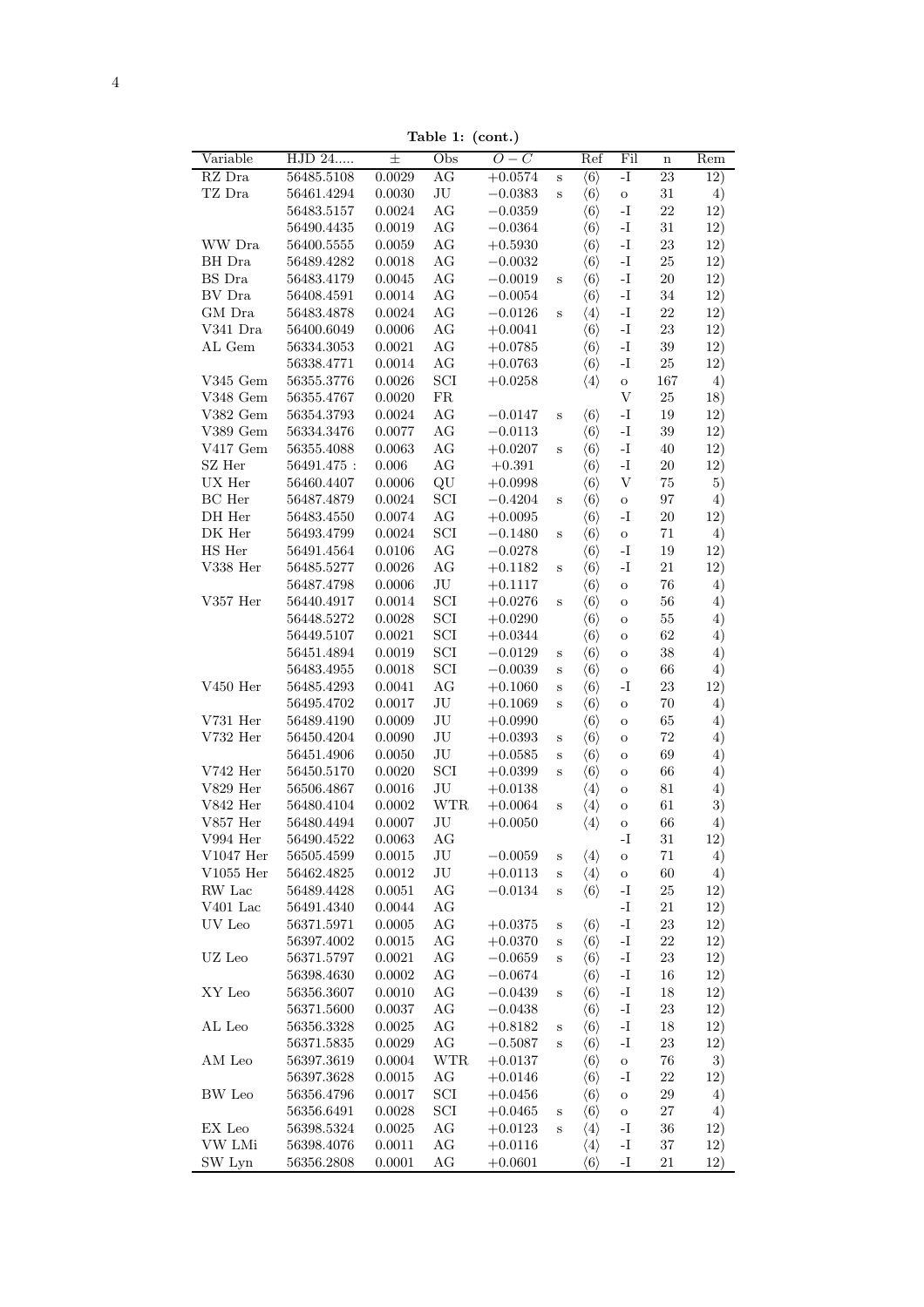**Table 1: (cont.)**

| Variable | HJD 24..... | ± | Obs | $O-C$ | | Ref | Fil | n | Rem |
|---|---|---|---|---|---|---|---|---|---|
| RZ Dra | 56485.5108 | 0.0029 | AG | +0.0574 | s | ⟨6⟩ | -I | 23 | 12) |
| TZ Dra | 56461.4294 | 0.0030 | JU | −0.0383 | s | ⟨6⟩ | o | 31 | 4) |
| | 56483.5157 | 0.0024 | AG | −0.0359 | | ⟨6⟩ | -I | 22 | 12) |
| | 56490.4435 | 0.0019 | AG | −0.0364 | | ⟨6⟩ | -I | 31 | 12) |
| WW Dra | 56400.5555 | 0.0059 | AG | +0.5930 | | ⟨6⟩ | -I | 23 | 12) |
| BH Dra | 56489.4282 | 0.0018 | AG | −0.0032 | | ⟨6⟩ | -I | 25 | 12) |
| BS Dra | 56483.4179 | 0.0045 | AG | −0.0019 | s | ⟨6⟩ | -I | 20 | 12) |
| BV Dra | 56408.4591 | 0.0014 | AG | −0.0054 | | ⟨6⟩ | -I | 34 | 12) |
| GM Dra | 56483.4878 | 0.0024 | AG | −0.0126 | s | ⟨4⟩ | -I | 22 | 12) |
| V341 Dra | 56400.6049 | 0.0006 | AG | +0.0041 | | ⟨6⟩ | -I | 23 | 12) |
| AL Gem | 56334.3053 | 0.0021 | AG | +0.0785 | | ⟨6⟩ | -I | 39 | 12) |
| | 56338.4771 | 0.0014 | AG | +0.0763 | | ⟨6⟩ | -I | 25 | 12) |
| V345 Gem | 56355.3776 | 0.0026 | SCI | +0.0258 | | ⟨4⟩ | o | 167 | 4) |
| V348 Gem | 56355.4767 | 0.0020 | FR | | | | V | 25 | 18) |
| V382 Gem | 56354.3793 | 0.0024 | AG | −0.0147 | s | ⟨6⟩ | -I | 19 | 12) |
| V389 Gem | 56334.3476 | 0.0077 | AG | −0.0113 | | ⟨6⟩ | -I | 39 | 12) |
| V417 Gem | 56355.4088 | 0.0063 | AG | +0.0207 | s | ⟨6⟩ | -I | 40 | 12) |
| SZ Her | 56491.475 : | 0.006 | AG | +0.391 | | ⟨6⟩ | -I | 20 | 12) |
| UX Her | 56460.4407 | 0.0006 | QU | +0.0998 | | ⟨6⟩ | V | 75 | 5) |
| BC Her | 56487.4879 | 0.0024 | SCI | −0.4204 | s | ⟨6⟩ | o | 97 | 4) |
| DH Her | 56483.4550 | 0.0074 | AG | +0.0095 | | ⟨6⟩ | -I | 20 | 12) |
| DK Her | 56493.4799 | 0.0024 | SCI | −0.1480 | s | ⟨6⟩ | o | 71 | 4) |
| HS Her | 56491.4564 | 0.0106 | AG | −0.0278 | | ⟨6⟩ | -I | 19 | 12) |
| V338 Her | 56485.5277 | 0.0026 | AG | +0.1182 | s | ⟨6⟩ | -I | 21 | 12) |
| | 56487.4798 | 0.0006 | JU | +0.1117 | | ⟨6⟩ | o | 76 | 4) |
| V357 Her | 56440.4917 | 0.0014 | SCI | +0.0276 | s | ⟨6⟩ | o | 56 | 4) |
| | 56448.5272 | 0.0028 | SCI | +0.0290 | | ⟨6⟩ | o | 55 | 4) |
| | 56449.5107 | 0.0021 | SCI | +0.0344 | | ⟨6⟩ | o | 62 | 4) |
| | 56451.4894 | 0.0019 | SCI | −0.0129 | s | ⟨6⟩ | o | 38 | 4) |
| | 56483.4955 | 0.0018 | SCI | −0.0039 | s | ⟨6⟩ | o | 66 | 4) |
| V450 Her | 56485.4293 | 0.0041 | AG | +0.1060 | s | ⟨6⟩ | -I | 23 | 12) |
| | 56495.4702 | 0.0017 | JU | +0.1069 | s | ⟨6⟩ | o | 70 | 4) |
| V731 Her | 56489.4190 | 0.0009 | JU | +0.0990 | | ⟨6⟩ | o | 65 | 4) |
| V732 Her | 56450.4204 | 0.0090 | JU | +0.0393 | s | ⟨6⟩ | o | 72 | 4) |
| | 56451.4906 | 0.0050 | JU | +0.0585 | s | ⟨6⟩ | o | 69 | 4) |
| V742 Her | 56450.5170 | 0.0020 | SCI | +0.0399 | s | ⟨6⟩ | o | 66 | 4) |
| V829 Her | 56506.4867 | 0.0016 | JU | +0.0138 | | ⟨4⟩ | o | 81 | 4) |
| V842 Her | 56480.4104 | 0.0002 | WTR | +0.0064 | s | ⟨4⟩ | o | 61 | 3) |
| V857 Her | 56480.4494 | 0.0007 | JU | +0.0050 | | ⟨4⟩ | o | 66 | 4) |
| V994 Her | 56490.4522 | 0.0063 | AG | | | | -I | 31 | 12) |
| V1047 Her | 56505.4599 | 0.0015 | JU | −0.0059 | s | ⟨4⟩ | o | 71 | 4) |
| V1055 Her | 56462.4825 | 0.0012 | JU | +0.0113 | s | ⟨4⟩ | o | 60 | 4) |
| RW Lac | 56489.4428 | 0.0051 | AG | −0.0134 | s | ⟨6⟩ | -I | 25 | 12) |
| V401 Lac | 56491.4340 | 0.0044 | AG | | | | -I | 21 | 12) |
| UV Leo | 56371.5971 | 0.0005 | AG | +0.0375 | s | ⟨6⟩ | -I | 23 | 12) |
| | 56397.4002 | 0.0015 | AG | +0.0370 | s | ⟨6⟩ | -I | 22 | 12) |
| UZ Leo | 56371.5797 | 0.0021 | AG | −0.0659 | s | ⟨6⟩ | -I | 23 | 12) |
| | 56398.4630 | 0.0002 | AG | −0.0674 | | ⟨6⟩ | -I | 16 | 12) |
| XY Leo | 56356.3607 | 0.0010 | AG | −0.0439 | s | ⟨6⟩ | -I | 18 | 12) |
| | 56371.5600 | 0.0037 | AG | −0.0438 | | ⟨6⟩ | -I | 23 | 12) |
| AL Leo | 56356.3328 | 0.0025 | AG | +0.8182 | s | ⟨6⟩ | -I | 18 | 12) |
| | 56371.5835 | 0.0029 | AG | −0.5087 | s | ⟨6⟩ | -I | 23 | 12) |
| AM Leo | 56397.3619 | 0.0004 | WTR | +0.0137 | | ⟨6⟩ | o | 76 | 3) |
| | 56397.3628 | 0.0015 | AG | +0.0146 | | ⟨6⟩ | -I | 22 | 12) |
| BW Leo | 56356.4796 | 0.0017 | SCI | +0.0456 | | ⟨6⟩ | o | 29 | 4) |
| | 56356.6491 | 0.0028 | SCI | +0.0465 | s | ⟨6⟩ | o | 27 | 4) |
| EX Leo | 56398.5324 | 0.0025 | AG | +0.0123 | s | ⟨4⟩ | -I | 36 | 12) |
| VW LMi | 56398.4076 | 0.0011 | AG | +0.0116 | | ⟨4⟩ | -I | 37 | 12) |
| SW Lyn | 56356.2808 | 0.0001 | AG | +0.0601 | | ⟨6⟩ | -I | 21 | 12) |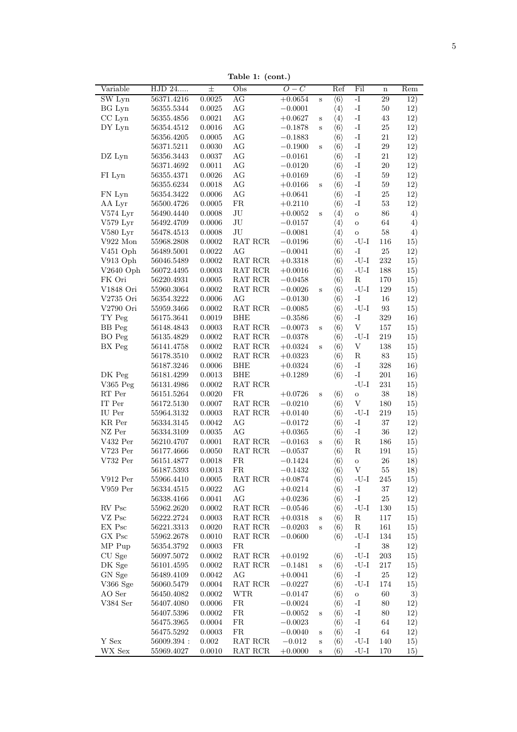**Table 1: (cont.)**

| Variable | HJD 24..... | ± | Obs | $O-C$ | | Ref | Fil | n | Rem |
|---|---|---|---|---|---|---|---|---|---|
| SW Lyn | 56371.4216 | 0.0025 | AG | +0.0654 | s | ⟨6⟩ | -I | 29 | 12) |
| BG Lyn | 56355.5344 | 0.0025 | AG | −0.0001 | | ⟨4⟩ | -I | 50 | 12) |
| CC Lyn | 56355.4856 | 0.0021 | AG | +0.0627 | s | ⟨4⟩ | -I | 43 | 12) |
| DY Lyn | 56354.4512 | 0.0016 | AG | −0.1878 | s | ⟨6⟩ | -I | 25 | 12) |
| | 56356.4205 | 0.0005 | AG | −0.1883 | | ⟨6⟩ | -I | 21 | 12) |
| | 56371.5211 | 0.0030 | AG | −0.1900 | s | ⟨6⟩ | -I | 29 | 12) |
| DZ Lyn | 56356.3443 | 0.0037 | AG | −0.0161 | | ⟨6⟩ | -I | 21 | 12) |
| | 56371.4692 | 0.0011 | AG | −0.0120 | | ⟨6⟩ | -I | 20 | 12) |
| FI Lyn | 56355.4371 | 0.0026 | AG | +0.0169 | | ⟨6⟩ | -I | 59 | 12) |
| | 56355.6234 | 0.0018 | AG | +0.0166 | s | ⟨6⟩ | -I | 59 | 12) |
| FN Lyn | 56354.3422 | 0.0006 | AG | +0.0641 | | ⟨6⟩ | -I | 25 | 12) |
| AA Lyr | 56500.4726 | 0.0005 | FR | +0.2110 | | ⟨6⟩ | -I | 53 | 12) |
| V574 Lyr | 56490.4440 | 0.0008 | JU | +0.0052 | s | ⟨4⟩ | o | 86 | 4) |
| V579 Lyr | 56492.4709 | 0.0006 | JU | −0.0157 | | ⟨4⟩ | o | 64 | 4) |
| V580 Lyr | 56478.4513 | 0.0008 | JU | −0.0081 | | ⟨4⟩ | o | 58 | 4) |
| V922 Mon | 55968.2808 | 0.0002 | RAT RCR | −0.0196 | | ⟨6⟩ | -U-I | 116 | 15) |
| V451 Oph | 56489.5001 | 0.0022 | AG | −0.0041 | | ⟨6⟩ | -I | 25 | 12) |
| V913 Oph | 56046.5489 | 0.0002 | RAT RCR | +0.3318 | | ⟨6⟩ | -U-I | 232 | 15) |
| V2640 Oph | 56072.4495 | 0.0003 | RAT RCR | +0.0016 | | ⟨6⟩ | -U-I | 188 | 15) |
| FK Ori | 56220.4931 | 0.0005 | RAT RCR | −0.0458 | | ⟨6⟩ | R | 170 | 15) |
| V1848 Ori | 55960.3064 | 0.0002 | RAT RCR | −0.0026 | s | ⟨6⟩ | -U-I | 129 | 15) |
| V2735 Ori | 56354.3222 | 0.0006 | AG | −0.0130 | | ⟨6⟩ | -I | 16 | 12) |
| V2790 Ori | 55959.3466 | 0.0002 | RAT RCR | −0.0085 | | ⟨6⟩ | -U-I | 93 | 15) |
| TY Peg | 56175.3641 | 0.0019 | BHE | −0.3586 | | ⟨6⟩ | -I | 329 | 16) |
| BB Peg | 56148.4843 | 0.0003 | RAT RCR | −0.0073 | s | ⟨6⟩ | V | 157 | 15) |
| BO Peg | 56135.4829 | 0.0002 | RAT RCR | −0.0378 | | ⟨6⟩ | -U-I | 219 | 15) |
| BX Peg | 56141.4758 | 0.0002 | RAT RCR | +0.0324 | s | ⟨6⟩ | V | 138 | 15) |
| | 56178.3510 | 0.0002 | RAT RCR | +0.0323 | | ⟨6⟩ | R | 83 | 15) |
| | 56187.3246 | 0.0006 | BHE | +0.0324 | | ⟨6⟩ | -I | 328 | 16) |
| DK Peg | 56181.4299 | 0.0013 | BHE | +0.1289 | | ⟨6⟩ | -I | 201 | 16) |
| V365 Peg | 56131.4986 | 0.0002 | RAT RCR | | | | -U-I | 231 | 15) |
| RT Per | 56151.5264 | 0.0020 | FR | +0.0726 | s | ⟨6⟩ | o | 38 | 18) |
| IT Per | 56172.5130 | 0.0007 | RAT RCR | −0.0210 | | ⟨6⟩ | V | 180 | 15) |
| IU Per | 55964.3132 | 0.0003 | RAT RCR | +0.0140 | | ⟨6⟩ | -U-I | 219 | 15) |
| KR Per | 56334.3145 | 0.0042 | AG | −0.0172 | | ⟨6⟩ | -I | 37 | 12) |
| NZ Per | 56334.3109 | 0.0035 | AG | +0.0365 | | ⟨6⟩ | -I | 36 | 12) |
| V432 Per | 56210.4707 | 0.0001 | RAT RCR | −0.0163 | s | ⟨6⟩ | R | 186 | 15) |
| V723 Per | 56177.4666 | 0.0050 | RAT RCR | −0.0537 | | ⟨6⟩ | R | 191 | 15) |
| V732 Per | 56151.4877 | 0.0018 | FR | −0.1424 | | ⟨6⟩ | o | 26 | 18) |
| | 56187.5393 | 0.0013 | FR | −0.1432 | | ⟨6⟩ | V | 55 | 18) |
| V912 Per | 55966.4410 | 0.0005 | RAT RCR | +0.0874 | | ⟨6⟩ | -U-I | 245 | 15) |
| V959 Per | 56334.4515 | 0.0022 | AG | +0.0214 | | ⟨6⟩ | -I | 37 | 12) |
| | 56338.4166 | 0.0041 | AG | +0.0236 | | ⟨6⟩ | -I | 25 | 12) |
| RV Psc | 55962.2620 | 0.0002 | RAT RCR | −0.0546 | | ⟨6⟩ | -U-I | 130 | 15) |
| VZ Psc | 56222.2724 | 0.0003 | RAT RCR | +0.0318 | s | ⟨6⟩ | R | 117 | 15) |
| EX Psc | 56221.3313 | 0.0020 | RAT RCR | −0.0203 | s | ⟨6⟩ | R | 161 | 15) |
| GX Psc | 55962.2678 | 0.0010 | RAT RCR | −0.0600 | | ⟨6⟩ | -U-I | 134 | 15) |
| MP Pup | 56354.3792 | 0.0003 | FR | | | | -I | 38 | 12) |
| CU Sge | 56097.5072 | 0.0002 | RAT RCR | +0.0192 | | ⟨6⟩ | -U-I | 203 | 15) |
| DK Sge | 56101.4595 | 0.0002 | RAT RCR | −0.1481 | s | ⟨6⟩ | -U-I | 217 | 15) |
| GN Sge | 56489.4109 | 0.0042 | AG | +0.0041 | | ⟨6⟩ | -I | 25 | 12) |
| V366 Sge | 56060.5479 | 0.0004 | RAT RCR | −0.0227 | | ⟨6⟩ | -U-I | 174 | 15) |
| AO Ser | 56450.4082 | 0.0002 | WTR | −0.0147 | | ⟨6⟩ | o | 60 | 3) |
| V384 Ser | 56407.4080 | 0.0006 | FR | −0.0024 | | ⟨6⟩ | -I | 80 | 12) |
| | 56407.5396 | 0.0002 | FR | −0.0052 | s | ⟨6⟩ | -I | 80 | 12) |
| | 56475.3965 | 0.0004 | FR | −0.0023 | | ⟨6⟩ | -I | 64 | 12) |
| | 56475.5292 | 0.0003 | FR | −0.0040 | s | ⟨6⟩ | -I | 64 | 12) |
| Y Sex | 56009.394 : | 0.002 | RAT RCR | −0.012 | s | ⟨6⟩ | -U-I | 140 | 15) |
| WX Sex | 55969.4027 | 0.0010 | RAT RCR | +0.0000 | s | ⟨6⟩ | -U-I | 170 | 15) |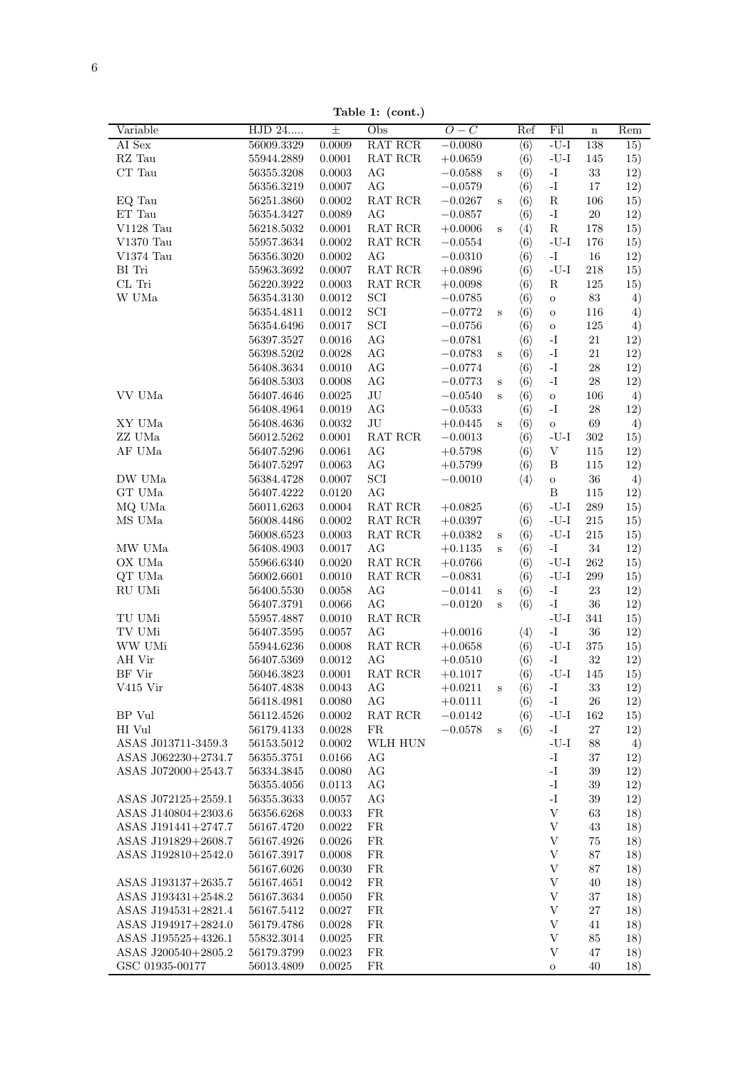**Table 1: (cont.)**

| Variable | HJD 24..... | ± | Obs | $O-C$ | | Ref | Fil | n | Rem |
|---|---|---|---|---|---|---|---|---|---|
| AI Sex | 56009.3329 | 0.0009 | RAT RCR | $-0.0080$ | | ⟨6⟩ | -U-I | 138 | 15) |
| RZ Tau | 55944.2889 | 0.0001 | RAT RCR | $+0.0659$ | | ⟨6⟩ | -U-I | 145 | 15) |
| CT Tau | 56355.3208 | 0.0003 | AG | $-0.0588$ | s | ⟨6⟩ | -I | 33 | 12) |
| | 56356.3219 | 0.0007 | AG | $-0.0579$ | | ⟨6⟩ | -I | 17 | 12) |
| EQ Tau | 56251.3860 | 0.0002 | RAT RCR | $-0.0267$ | s | ⟨6⟩ | R | 106 | 15) |
| ET Tau | 56354.3427 | 0.0089 | AG | $-0.0857$ | | ⟨6⟩ | -I | 20 | 12) |
| V1128 Tau | 56218.5032 | 0.0001 | RAT RCR | $+0.0006$ | s | ⟨4⟩ | R | 178 | 15) |
| V1370 Tau | 55957.3634 | 0.0002 | RAT RCR | $-0.0554$ | | ⟨6⟩ | -U-I | 176 | 15) |
| V1374 Tau | 56356.3020 | 0.0002 | AG | $-0.0310$ | | ⟨6⟩ | -I | 16 | 12) |
| BI Tri | 55963.3692 | 0.0007 | RAT RCR | $+0.0896$ | | ⟨6⟩ | -U-I | 218 | 15) |
| CL Tri | 56220.3922 | 0.0003 | RAT RCR | $+0.0098$ | | ⟨6⟩ | R | 125 | 15) |
| W UMa | 56354.3130 | 0.0012 | SCI | $-0.0785$ | | ⟨6⟩ | o | 83 | 4) |
| | 56354.4811 | 0.0012 | SCI | $-0.0772$ | s | ⟨6⟩ | o | 116 | 4) |
| | 56354.6496 | 0.0017 | SCI | $-0.0756$ | | ⟨6⟩ | o | 125 | 4) |
| | 56397.3527 | 0.0016 | AG | $-0.0781$ | | ⟨6⟩ | -I | 21 | 12) |
| | 56398.5202 | 0.0028 | AG | $-0.0783$ | s | ⟨6⟩ | -I | 21 | 12) |
| | 56408.3634 | 0.0010 | AG | $-0.0774$ | | ⟨6⟩ | -I | 28 | 12) |
| | 56408.5303 | 0.0008 | AG | $-0.0773$ | s | ⟨6⟩ | -I | 28 | 12) |
| VV UMa | 56407.4646 | 0.0025 | JU | $-0.0540$ | s | ⟨6⟩ | o | 106 | 4) |
| | 56408.4964 | 0.0019 | AG | $-0.0533$ | | ⟨6⟩ | -I | 28 | 12) |
| XY UMa | 56408.4636 | 0.0032 | JU | $+0.0445$ | s | ⟨6⟩ | o | 69 | 4) |
| ZZ UMa | 56012.5262 | 0.0001 | RAT RCR | $-0.0013$ | | ⟨6⟩ | -U-I | 302 | 15) |
| AF UMa | 56407.5296 | 0.0061 | AG | $+0.5798$ | | ⟨6⟩ | V | 115 | 12) |
| | 56407.5297 | 0.0063 | AG | $+0.5799$ | | ⟨6⟩ | B | 115 | 12) |
| DW UMa | 56384.4728 | 0.0007 | SCI | $-0.0010$ | | ⟨4⟩ | o | 36 | 4) |
| GT UMa | 56407.4222 | 0.0120 | AG | | | | B | 115 | 12) |
| MQ UMa | 56011.6263 | 0.0004 | RAT RCR | $+0.0825$ | | ⟨6⟩ | -U-I | 289 | 15) |
| MS UMa | 56008.4486 | 0.0002 | RAT RCR | $+0.0397$ | | ⟨6⟩ | -U-I | 215 | 15) |
| | 56008.6523 | 0.0003 | RAT RCR | $+0.0382$ | s | ⟨6⟩ | -U-I | 215 | 15) |
| MW UMa | 56408.4903 | 0.0017 | AG | $+0.1135$ | s | ⟨6⟩ | -I | 34 | 12) |
| OX UMa | 55966.6340 | 0.0020 | RAT RCR | $+0.0766$ | | ⟨6⟩ | -U-I | 262 | 15) |
| QT UMa | 56002.6601 | 0.0010 | RAT RCR | $-0.0831$ | | ⟨6⟩ | -U-I | 299 | 15) |
| RU UMi | 56400.5530 | 0.0058 | AG | $-0.0141$ | s | ⟨6⟩ | -I | 23 | 12) |
| | 56407.3791 | 0.0066 | AG | $-0.0120$ | s | ⟨6⟩ | -I | 36 | 12) |
| TU UMi | 55957.4887 | 0.0010 | RAT RCR | | | | -U-I | 341 | 15) |
| TV UMi | 56407.3595 | 0.0057 | AG | $+0.0016$ | | ⟨4⟩ | -I | 36 | 12) |
| WW UMi | 55944.6236 | 0.0008 | RAT RCR | $+0.0658$ | | ⟨6⟩ | -U-I | 375 | 15) |
| AH Vir | 56407.5369 | 0.0012 | AG | $+0.0510$ | | ⟨6⟩ | -I | 32 | 12) |
| BF Vir | 56046.3823 | 0.0001 | RAT RCR | $+0.1017$ | | ⟨6⟩ | -U-I | 145 | 15) |
| V415 Vir | 56407.4838 | 0.0043 | AG | $+0.0211$ | s | ⟨6⟩ | -I | 33 | 12) |
| | 56418.4981 | 0.0080 | AG | $+0.0111$ | | ⟨6⟩ | -I | 26 | 12) |
| BP Vul | 56112.4526 | 0.0002 | RAT RCR | $-0.0142$ | | ⟨6⟩ | -U-I | 162 | 15) |
| HI Vul | 56179.4133 | 0.0028 | FR | $-0.0578$ | s | ⟨6⟩ | -I | 27 | 12) |
| ASAS J013711-3459.3 | 56153.5012 | 0.0002 | WLH HUN | | | | -U-I | 88 | 4) |
| ASAS J062230+2734.7 | 56355.3751 | 0.0166 | AG | | | | -I | 37 | 12) |
| ASAS J072000+2543.7 | 56334.3845 | 0.0080 | AG | | | | -I | 39 | 12) |
| | 56355.4056 | 0.0113 | AG | | | | -I | 39 | 12) |
| ASAS J072125+2559.1 | 56355.3633 | 0.0057 | AG | | | | -I | 39 | 12) |
| ASAS J140804+2303.6 | 56356.6268 | 0.0033 | FR | | | | V | 63 | 18) |
| ASAS J191441+2747.7 | 56167.4720 | 0.0022 | FR | | | | V | 43 | 18) |
| ASAS J191829+2608.7 | 56167.4926 | 0.0026 | FR | | | | V | 75 | 18) |
| ASAS J192810+2542.0 | 56167.3917 | 0.0008 | FR | | | | V | 87 | 18) |
| | 56167.6026 | 0.0030 | FR | | | | V | 87 | 18) |
| ASAS J193137+2635.7 | 56167.4651 | 0.0042 | FR | | | | V | 40 | 18) |
| ASAS J193431+2548.2 | 56167.3634 | 0.0050 | FR | | | | V | 37 | 18) |
| ASAS J194531+2821.4 | 56167.5412 | 0.0027 | FR | | | | V | 27 | 18) |
| ASAS J194917+2824.0 | 56179.4786 | 0.0028 | FR | | | | V | 41 | 18) |
| ASAS J195525+4326.1 | 55832.3014 | 0.0025 | FR | | | | V | 85 | 18) |
| ASAS J200540+2805.2 | 56179.3799 | 0.0023 | FR | | | | V | 47 | 18) |
| GSC 01935-00177 | 56013.4809 | 0.0025 | FR | | | | o | 40 | 18) |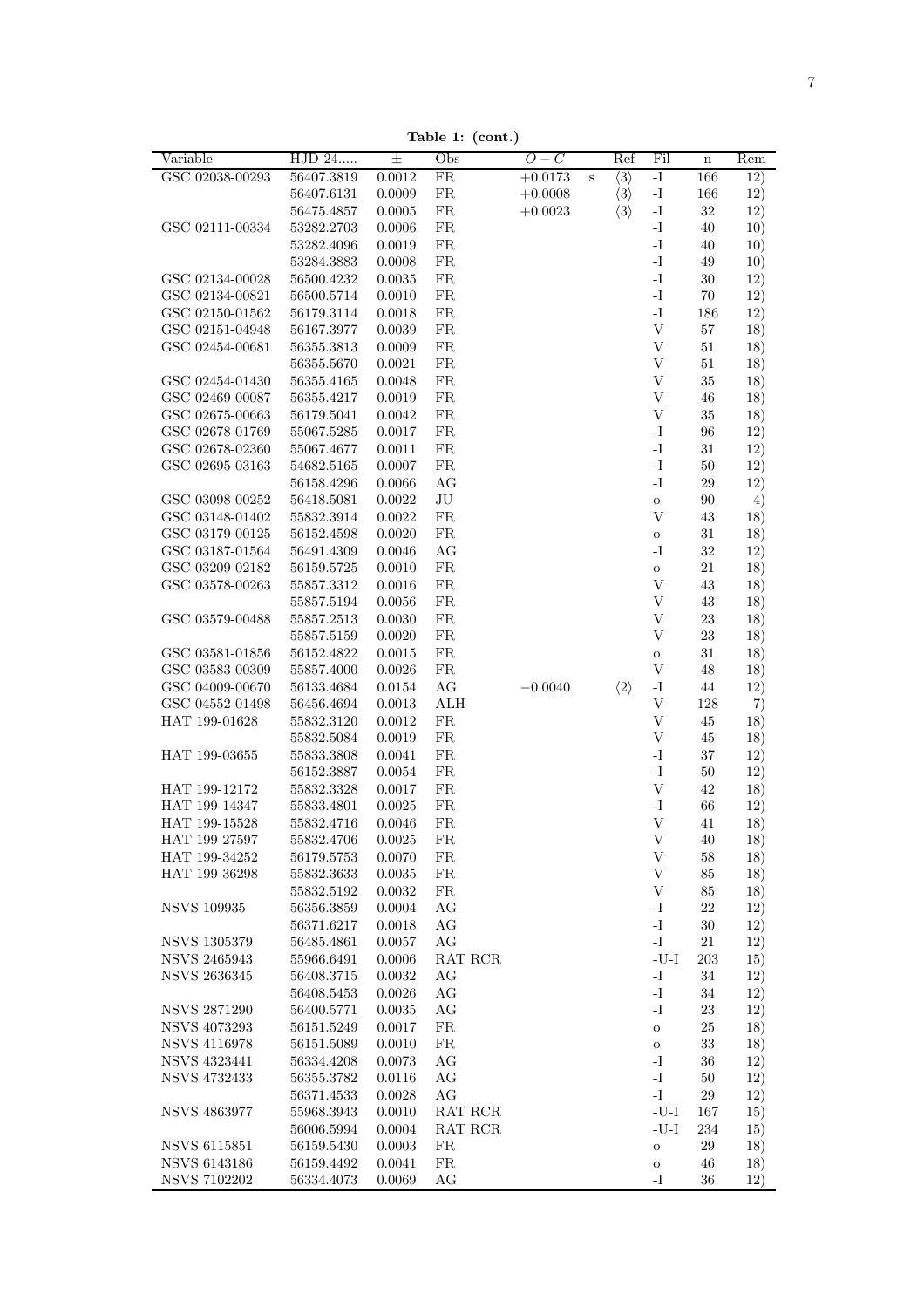**Table 1: (cont.)**

| Variable | HJD 24..... | ± | Obs | $O-C$ | | Ref | Fil | n | Rem |
|---|---|---|---|---|---|---|---|---|---|
| GSC 02038-00293 | 56407.3819 | 0.0012 | FR | +0.0173 | s | ⟨3⟩ | -I | 166 | 12) |
| | 56407.6131 | 0.0009 | FR | +0.0008 | | ⟨3⟩ | -I | 166 | 12) |
| | 56475.4857 | 0.0005 | FR | +0.0023 | | ⟨3⟩ | -I | 32 | 12) |
| GSC 02111-00334 | 53282.2703 | 0.0006 | FR | | | | -I | 40 | 10) |
| | 53282.4096 | 0.0019 | FR | | | | -I | 40 | 10) |
| | 53284.3883 | 0.0008 | FR | | | | -I | 49 | 10) |
| GSC 02134-00028 | 56500.4232 | 0.0035 | FR | | | | -I | 30 | 12) |
| GSC 02134-00821 | 56500.5714 | 0.0010 | FR | | | | -I | 70 | 12) |
| GSC 02150-01562 | 56179.3114 | 0.0018 | FR | | | | -I | 186 | 12) |
| GSC 02151-04948 | 56167.3977 | 0.0039 | FR | | | | V | 57 | 18) |
| GSC 02454-00681 | 56355.3813 | 0.0009 | FR | | | | V | 51 | 18) |
| | 56355.5670 | 0.0021 | FR | | | | V | 51 | 18) |
| GSC 02454-01430 | 56355.4165 | 0.0048 | FR | | | | V | 35 | 18) |
| GSC 02469-00087 | 56355.4217 | 0.0019 | FR | | | | V | 46 | 18) |
| GSC 02675-00663 | 56179.5041 | 0.0042 | FR | | | | V | 35 | 18) |
| GSC 02678-01769 | 55067.5285 | 0.0017 | FR | | | | -I | 96 | 12) |
| GSC 02678-02360 | 55067.4677 | 0.0011 | FR | | | | -I | 31 | 12) |
| GSC 02695-03163 | 54682.5165 | 0.0007 | FR | | | | -I | 50 | 12) |
| | 56158.4296 | 0.0066 | AG | | | | -I | 29 | 12) |
| GSC 03098-00252 | 56418.5081 | 0.0022 | JU | | | | o | 90 | 4) |
| GSC 03148-01402 | 55832.3914 | 0.0022 | FR | | | | V | 43 | 18) |
| GSC 03179-00125 | 56152.4598 | 0.0020 | FR | | | | o | 31 | 18) |
| GSC 03187-01564 | 56491.4309 | 0.0046 | AG | | | | -I | 32 | 12) |
| GSC 03209-02182 | 56159.5725 | 0.0010 | FR | | | | o | 21 | 18) |
| GSC 03578-00263 | 55857.3312 | 0.0016 | FR | | | | V | 43 | 18) |
| | 55857.5194 | 0.0056 | FR | | | | V | 43 | 18) |
| GSC 03579-00488 | 55857.2513 | 0.0030 | FR | | | | V | 23 | 18) |
| | 55857.5159 | 0.0020 | FR | | | | V | 23 | 18) |
| GSC 03581-01856 | 56152.4822 | 0.0015 | FR | | | | o | 31 | 18) |
| GSC 03583-00309 | 55857.4000 | 0.0026 | FR | | | | V | 48 | 18) |
| GSC 04009-00670 | 56133.4684 | 0.0154 | AG | −0.0040 | | ⟨2⟩ | -I | 44 | 12) |
| GSC 04552-01498 | 56456.4694 | 0.0013 | ALH | | | | V | 128 | 7) |
| HAT 199-01628 | 55832.3120 | 0.0012 | FR | | | | V | 45 | 18) |
| | 55832.5084 | 0.0019 | FR | | | | V | 45 | 18) |
| HAT 199-03655 | 55833.3808 | 0.0041 | FR | | | | -I | 37 | 12) |
| | 56152.3887 | 0.0054 | FR | | | | -I | 50 | 12) |
| HAT 199-12172 | 55832.3328 | 0.0017 | FR | | | | V | 42 | 18) |
| HAT 199-14347 | 55833.4801 | 0.0025 | FR | | | | -I | 66 | 12) |
| HAT 199-15528 | 55832.4716 | 0.0046 | FR | | | | V | 41 | 18) |
| HAT 199-27597 | 55832.4706 | 0.0025 | FR | | | | V | 40 | 18) |
| HAT 199-34252 | 56179.5753 | 0.0070 | FR | | | | V | 58 | 18) |
| HAT 199-36298 | 55832.3633 | 0.0035 | FR | | | | V | 85 | 18) |
| | 55832.5192 | 0.0032 | FR | | | | V | 85 | 18) |
| NSVS 109935 | 56356.3859 | 0.0004 | AG | | | | -I | 22 | 12) |
| | 56371.6217 | 0.0018 | AG | | | | -I | 30 | 12) |
| NSVS 1305379 | 56485.4861 | 0.0057 | AG | | | | -I | 21 | 12) |
| NSVS 2465943 | 55966.6491 | 0.0006 | RAT RCR | | | | -U-I | 203 | 15) |
| NSVS 2636345 | 56408.3715 | 0.0032 | AG | | | | -I | 34 | 12) |
| | 56408.5453 | 0.0026 | AG | | | | -I | 34 | 12) |
| NSVS 2871290 | 56400.5771 | 0.0035 | AG | | | | -I | 23 | 12) |
| NSVS 4073293 | 56151.5249 | 0.0017 | FR | | | | o | 25 | 18) |
| NSVS 4116978 | 56151.5089 | 0.0010 | FR | | | | o | 33 | 18) |
| NSVS 4323441 | 56334.4208 | 0.0073 | AG | | | | -I | 36 | 12) |
| NSVS 4732433 | 56355.3782 | 0.0116 | AG | | | | -I | 50 | 12) |
| | 56371.4533 | 0.0028 | AG | | | | -I | 29 | 12) |
| NSVS 4863977 | 55968.3943 | 0.0010 | RAT RCR | | | | -U-I | 167 | 15) |
| | 56006.5994 | 0.0004 | RAT RCR | | | | -U-I | 234 | 15) |
| NSVS 6115851 | 56159.5430 | 0.0003 | FR | | | | o | 29 | 18) |
| NSVS 6143186 | 56159.4492 | 0.0041 | FR | | | | o | 46 | 18) |
| NSVS 7102202 | 56334.4073 | 0.0069 | AG | | | | -I | 36 | 12) |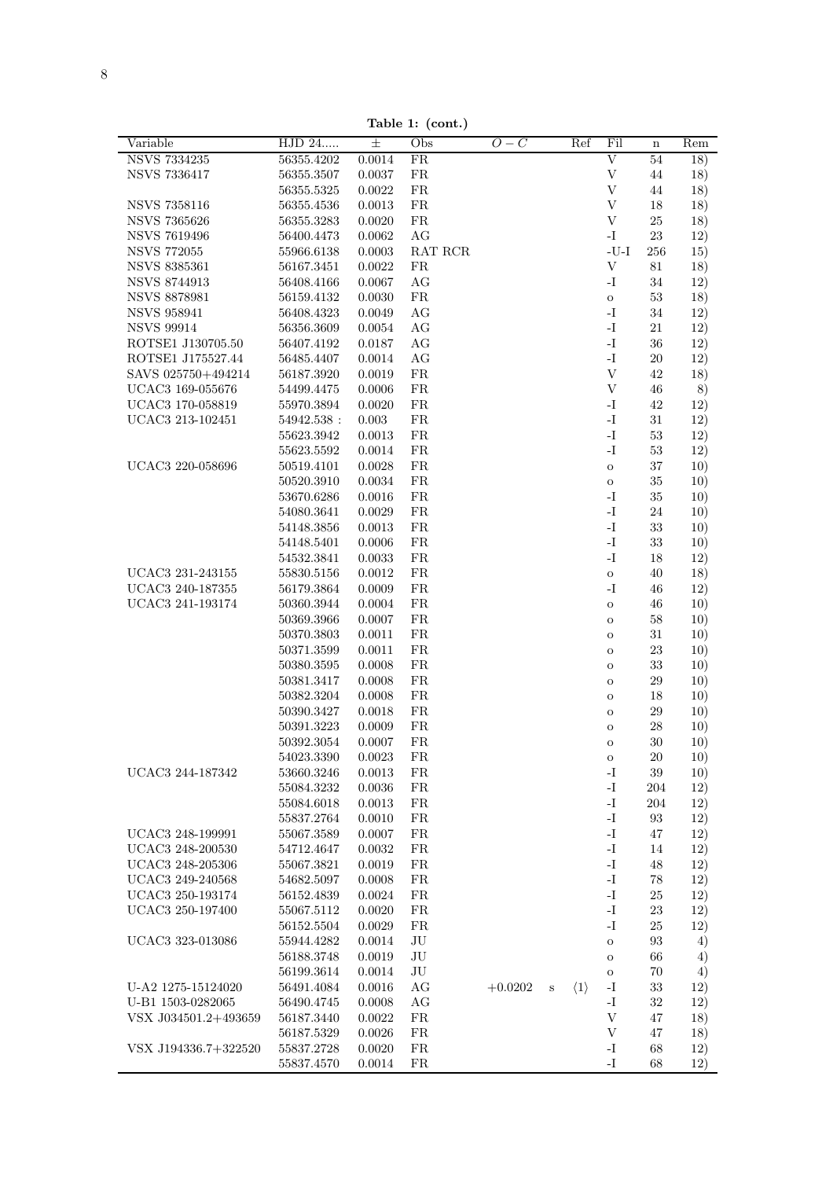**Table 1: (cont.)**

| Variable | HJD 24..... | ± | Obs | $O-C$ | | Ref | Fil | n | Rem |
|---|---|---|---|---|---|---|---|---|---|
| NSVS 7334235 | 56355.4202 | 0.0014 | FR | | | | V | 54 | 18) |
| NSVS 7336417 | 56355.3507 | 0.0037 | FR | | | | V | 44 | 18) |
| | 56355.5325 | 0.0022 | FR | | | | V | 44 | 18) |
| NSVS 7358116 | 56355.4536 | 0.0013 | FR | | | | V | 18 | 18) |
| NSVS 7365626 | 56355.3283 | 0.0020 | FR | | | | V | 25 | 18) |
| NSVS 7619496 | 56400.4473 | 0.0062 | AG | | | | -I | 23 | 12) |
| NSVS 772055 | 55966.6138 | 0.0003 | RAT RCR | | | | -U-I | 256 | 15) |
| NSVS 8385361 | 56167.3451 | 0.0022 | FR | | | | V | 81 | 18) |
| NSVS 8744913 | 56408.4166 | 0.0067 | AG | | | | -I | 34 | 12) |
| NSVS 8878981 | 56159.4132 | 0.0030 | FR | | | | o | 53 | 18) |
| NSVS 958941 | 56408.4323 | 0.0049 | AG | | | | -I | 34 | 12) |
| NSVS 99914 | 56356.3609 | 0.0054 | AG | | | | -I | 21 | 12) |
| ROTSE1 J130705.50 | 56407.4192 | 0.0187 | AG | | | | -I | 36 | 12) |
| ROTSE1 J175527.44 | 56485.4407 | 0.0014 | AG | | | | -I | 20 | 12) |
| SAVS 025750+494214 | 56187.3920 | 0.0019 | FR | | | | V | 42 | 18) |
| UCAC3 169-055676 | 54499.4475 | 0.0006 | FR | | | | V | 46 | 8) |
| UCAC3 170-058819 | 55970.3894 | 0.0020 | FR | | | | -I | 42 | 12) |
| UCAC3 213-102451 | 54942.538 : | 0.003 | FR | | | | -I | 31 | 12) |
| | 55623.3942 | 0.0013 | FR | | | | -I | 53 | 12) |
| | 55623.5592 | 0.0014 | FR | | | | -I | 53 | 12) |
| UCAC3 220-058696 | 50519.4101 | 0.0028 | FR | | | | o | 37 | 10) |
| | 50520.3910 | 0.0034 | FR | | | | o | 35 | 10) |
| | 53670.6286 | 0.0016 | FR | | | | -I | 35 | 10) |
| | 54080.3641 | 0.0029 | FR | | | | -I | 24 | 10) |
| | 54148.3856 | 0.0013 | FR | | | | -I | 33 | 10) |
| | 54148.5401 | 0.0006 | FR | | | | -I | 33 | 10) |
| | 54532.3841 | 0.0033 | FR | | | | -I | 18 | 12) |
| UCAC3 231-243155 | 55830.5156 | 0.0012 | FR | | | | o | 40 | 18) |
| UCAC3 240-187355 | 56179.3864 | 0.0009 | FR | | | | -I | 46 | 12) |
| UCAC3 241-193174 | 50360.3944 | 0.0004 | FR | | | | o | 46 | 10) |
| | 50369.3966 | 0.0007 | FR | | | | o | 58 | 10) |
| | 50370.3803 | 0.0011 | FR | | | | o | 31 | 10) |
| | 50371.3599 | 0.0011 | FR | | | | o | 23 | 10) |
| | 50380.3595 | 0.0008 | FR | | | | o | 33 | 10) |
| | 50381.3417 | 0.0008 | FR | | | | o | 29 | 10) |
| | 50382.3204 | 0.0008 | FR | | | | o | 18 | 10) |
| | 50390.3427 | 0.0018 | FR | | | | o | 29 | 10) |
| | 50391.3223 | 0.0009 | FR | | | | o | 28 | 10) |
| | 50392.3054 | 0.0007 | FR | | | | o | 30 | 10) |
| | 54023.3390 | 0.0023 | FR | | | | o | 20 | 10) |
| UCAC3 244-187342 | 53660.3246 | 0.0013 | FR | | | | -I | 39 | 10) |
| | 55084.3232 | 0.0036 | FR | | | | -I | 204 | 12) |
| | 55084.6018 | 0.0013 | FR | | | | -I | 204 | 12) |
| | 55837.2764 | 0.0010 | FR | | | | -I | 93 | 12) |
| UCAC3 248-199991 | 55067.3589 | 0.0007 | FR | | | | -I | 47 | 12) |
| UCAC3 248-200530 | 54712.4647 | 0.0032 | FR | | | | -I | 14 | 12) |
| UCAC3 248-205306 | 55067.3821 | 0.0019 | FR | | | | -I | 48 | 12) |
| UCAC3 249-240568 | 54682.5097 | 0.0008 | FR | | | | -I | 78 | 12) |
| UCAC3 250-193174 | 56152.4839 | 0.0024 | FR | | | | -I | 25 | 12) |
| UCAC3 250-197400 | 55067.5112 | 0.0020 | FR | | | | -I | 23 | 12) |
| | 56152.5504 | 0.0029 | FR | | | | -I | 25 | 12) |
| UCAC3 323-013086 | 55944.4282 | 0.0014 | JU | | | | o | 93 | 4) |
| | 56188.3748 | 0.0019 | JU | | | | o | 66 | 4) |
| | 56199.3614 | 0.0014 | JU | | | | o | 70 | 4) |
| U-A2 1275-15124020 | 56491.4084 | 0.0016 | AG | +0.0202 | s | ⟨1⟩ | -I | 33 | 12) |
| U-B1 1503-0282065 | 56490.4745 | 0.0008 | AG | | | | -I | 32 | 12) |
| VSX J034501.2+493659 | 56187.3440 | 0.0022 | FR | | | | V | 47 | 18) |
| | 56187.5329 | 0.0026 | FR | | | | V | 47 | 18) |
| VSX J194336.7+322520 | 55837.2728 | 0.0020 | FR | | | | -I | 68 | 12) |
| | 55837.4570 | 0.0014 | FR | | | | -I | 68 | 12) |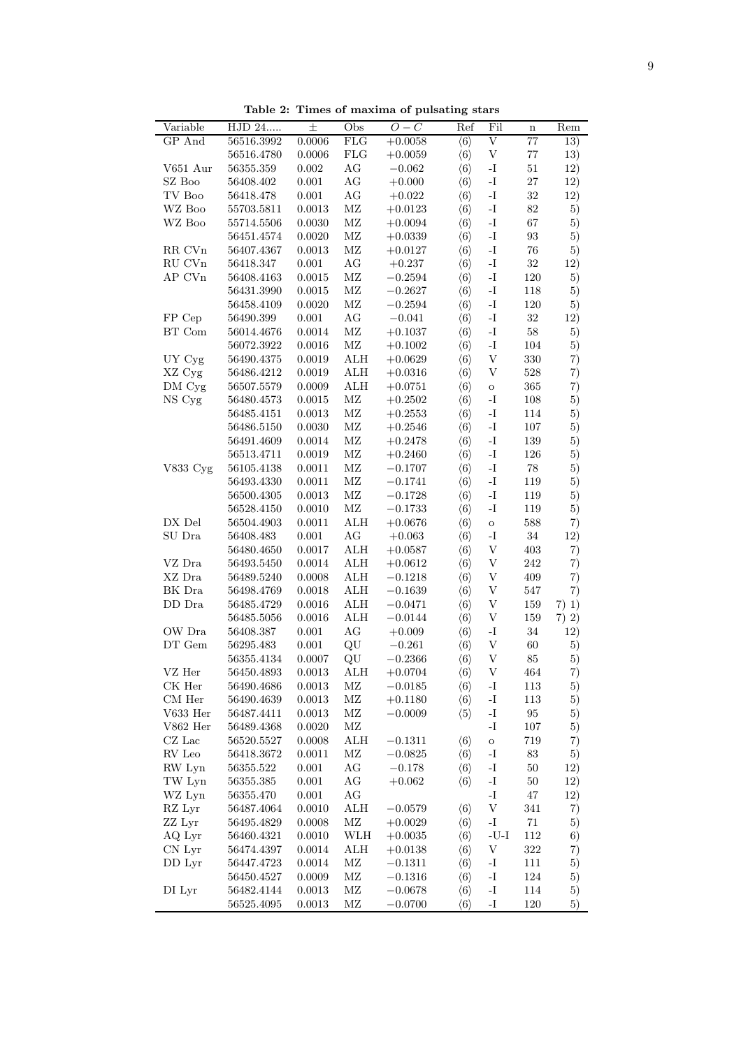**Table 2: Times of maxima of pulsating stars**

| Variable | HJD 24..... | ± | Obs | $O-C$ | Ref | Fil | n | Rem |
|---|---|---|---|---|---|---|---|---|
| GP And | 56516.3992 | 0.0006 | FLG | +0.0058 | ⟨6⟩ | V | 77 | 13) |
| | 56516.4780 | 0.0006 | FLG | +0.0059 | ⟨6⟩ | V | 77 | 13) |
| V651 Aur | 56355.359 | 0.002 | AG | −0.062 | ⟨6⟩ | -I | 51 | 12) |
| SZ Boo | 56408.402 | 0.001 | AG | +0.000 | ⟨6⟩ | -I | 27 | 12) |
| TV Boo | 56418.478 | 0.001 | AG | +0.022 | ⟨6⟩ | -I | 32 | 12) |
| WZ Boo | 55703.5811 | 0.0013 | MZ | +0.0123 | ⟨6⟩ | -I | 82 | 5) |
| WZ Boo | 55714.5506 | 0.0030 | MZ | +0.0094 | ⟨6⟩ | -I | 67 | 5) |
| | 56451.4574 | 0.0020 | MZ | +0.0339 | ⟨6⟩ | -I | 93 | 5) |
| RR CVn | 56407.4367 | 0.0013 | MZ | +0.0127 | ⟨6⟩ | -I | 76 | 5) |
| RU CVn | 56418.347 | 0.001 | AG | +0.237 | ⟨6⟩ | -I | 32 | 12) |
| AP CVn | 56408.4163 | 0.0015 | MZ | −0.2594 | ⟨6⟩ | -I | 120 | 5) |
| | 56431.3990 | 0.0015 | MZ | −0.2627 | ⟨6⟩ | -I | 118 | 5) |
| | 56458.4109 | 0.0020 | MZ | −0.2594 | ⟨6⟩ | -I | 120 | 5) |
| FP Cep | 56490.399 | 0.001 | AG | −0.041 | ⟨6⟩ | -I | 32 | 12) |
| BT Com | 56014.4676 | 0.0014 | MZ | +0.1037 | ⟨6⟩ | -I | 58 | 5) |
| | 56072.3922 | 0.0016 | MZ | +0.1002 | ⟨6⟩ | -I | 104 | 5) |
| UY Cyg | 56490.4375 | 0.0019 | ALH | +0.0629 | ⟨6⟩ | V | 330 | 7) |
| XZ Cyg | 56486.4212 | 0.0019 | ALH | +0.0316 | ⟨6⟩ | V | 528 | 7) |
| DM Cyg | 56507.5579 | 0.0009 | ALH | +0.0751 | ⟨6⟩ | o | 365 | 7) |
| NS Cyg | 56480.4573 | 0.0015 | MZ | +0.2502 | ⟨6⟩ | -I | 108 | 5) |
| | 56485.4151 | 0.0013 | MZ | +0.2553 | ⟨6⟩ | -I | 114 | 5) |
| | 56486.5150 | 0.0030 | MZ | +0.2546 | ⟨6⟩ | -I | 107 | 5) |
| | 56491.4609 | 0.0014 | MZ | +0.2478 | ⟨6⟩ | -I | 139 | 5) |
| | 56513.4711 | 0.0019 | MZ | +0.2460 | ⟨6⟩ | -I | 126 | 5) |
| V833 Cyg | 56105.4138 | 0.0011 | MZ | −0.1707 | ⟨6⟩ | -I | 78 | 5) |
| | 56493.4330 | 0.0011 | MZ | −0.1741 | ⟨6⟩ | -I | 119 | 5) |
| | 56500.4305 | 0.0013 | MZ | −0.1728 | ⟨6⟩ | -I | 119 | 5) |
| | 56528.4150 | 0.0010 | MZ | −0.1733 | ⟨6⟩ | -I | 119 | 5) |
| DX Del | 56504.4903 | 0.0011 | ALH | +0.0676 | ⟨6⟩ | o | 588 | 7) |
| SU Dra | 56408.483 | 0.001 | AG | +0.063 | ⟨6⟩ | -I | 34 | 12) |
| | 56480.4650 | 0.0017 | ALH | +0.0587 | ⟨6⟩ | V | 403 | 7) |
| VZ Dra | 56493.5450 | 0.0014 | ALH | +0.0612 | ⟨6⟩ | V | 242 | 7) |
| XZ Dra | 56489.5240 | 0.0008 | ALH | −0.1218 | ⟨6⟩ | V | 409 | 7) |
| BK Dra | 56498.4769 | 0.0018 | ALH | −0.1639 | ⟨6⟩ | V | 547 | 7) |
| DD Dra | 56485.4729 | 0.0016 | ALH | −0.0471 | ⟨6⟩ | V | 159 | 7) 1) |
| | 56485.5056 | 0.0016 | ALH | −0.0144 | ⟨6⟩ | V | 159 | 7) 2) |
| OW Dra | 56408.387 | 0.001 | AG | +0.009 | ⟨6⟩ | -I | 34 | 12) |
| DT Gem | 56295.483 | 0.001 | QU | −0.261 | ⟨6⟩ | V | 60 | 5) |
| | 56355.4134 | 0.0007 | QU | −0.2366 | ⟨6⟩ | V | 85 | 5) |
| VZ Her | 56450.4893 | 0.0013 | ALH | +0.0704 | ⟨6⟩ | V | 464 | 7) |
| CK Her | 56490.4686 | 0.0013 | MZ | −0.0185 | ⟨6⟩ | -I | 113 | 5) |
| CM Her | 56490.4639 | 0.0013 | MZ | +0.1180 | ⟨6⟩ | -I | 113 | 5) |
| V633 Her | 56487.4411 | 0.0013 | MZ | −0.0009 | ⟨5⟩ | -I | 95 | 5) |
| V862 Her | 56489.4368 | 0.0020 | MZ | | | -I | 107 | 5) |
| CZ Lac | 56520.5527 | 0.0008 | ALH | −0.1311 | ⟨6⟩ | o | 719 | 7) |
| RV Leo | 56418.3672 | 0.0011 | MZ | −0.0825 | ⟨6⟩ | -I | 83 | 5) |
| RW Lyn | 56355.522 | 0.001 | AG | −0.178 | ⟨6⟩ | -I | 50 | 12) |
| TW Lyn | 56355.385 | 0.001 | AG | +0.062 | ⟨6⟩ | -I | 50 | 12) |
| WZ Lyn | 56355.470 | 0.001 | AG | | | -I | 47 | 12) |
| RZ Lyr | 56487.4064 | 0.0010 | ALH | −0.0579 | ⟨6⟩ | V | 341 | 7) |
| ZZ Lyr | 56495.4829 | 0.0008 | MZ | +0.0029 | ⟨6⟩ | -I | 71 | 5) |
| AQ Lyr | 56460.4321 | 0.0010 | WLH | +0.0035 | ⟨6⟩ | -U-I | 112 | 6) |
| CN Lyr | 56474.4397 | 0.0014 | ALH | +0.0138 | ⟨6⟩ | V | 322 | 7) |
| DD Lyr | 56447.4723 | 0.0014 | MZ | −0.1311 | ⟨6⟩ | -I | 111 | 5) |
| | 56450.4527 | 0.0009 | MZ | −0.1316 | ⟨6⟩ | -I | 124 | 5) |
| DI Lyr | 56482.4144 | 0.0013 | MZ | −0.0678 | ⟨6⟩ | -I | 114 | 5) |
| | 56525.4095 | 0.0013 | MZ | −0.0700 | ⟨6⟩ | -I | 120 | 5) |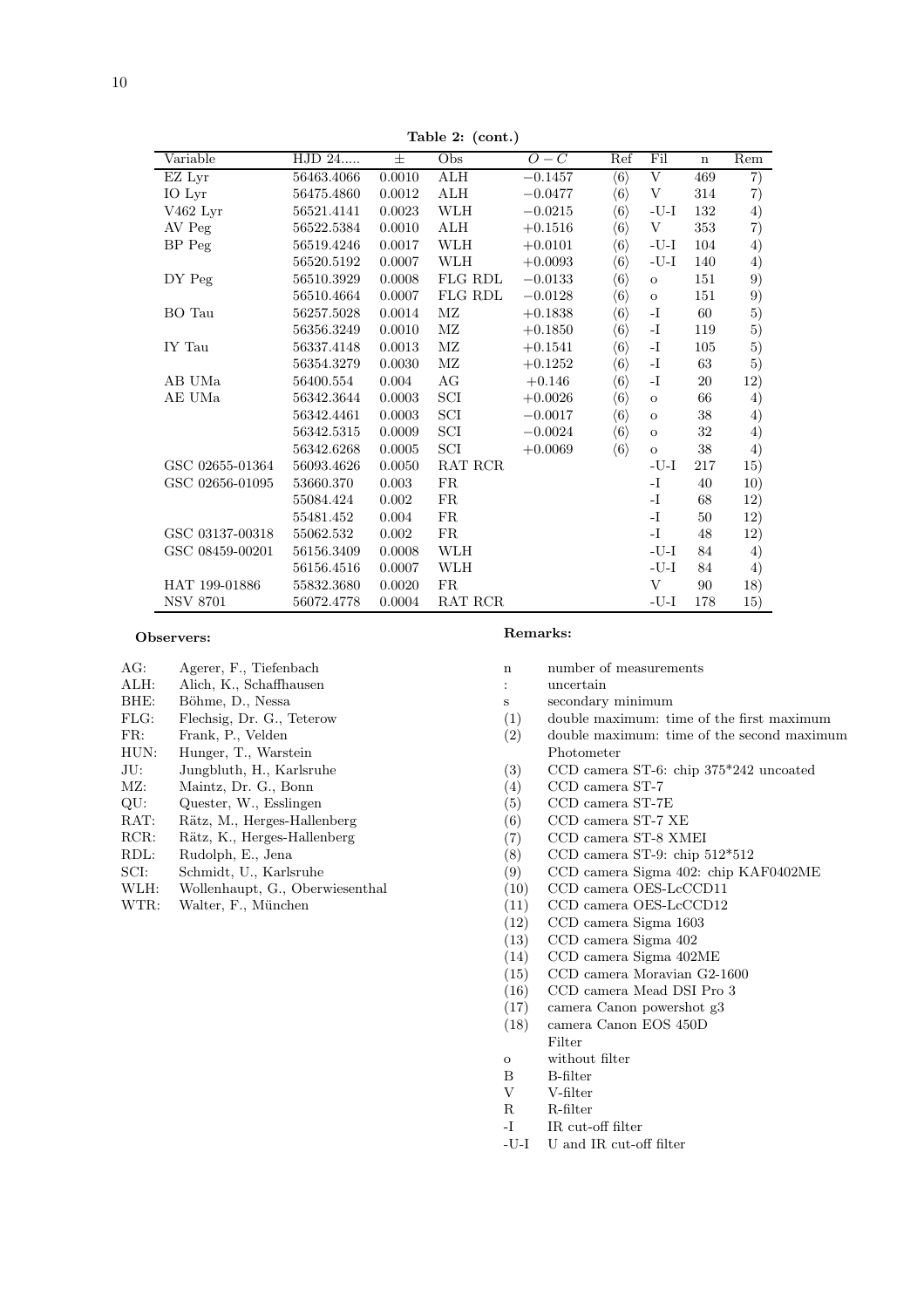**Table 2: (cont.)**

| Variable | HJD 24..... | ± | Obs | $O-C$ | Ref | Fil | n | Rem |
|---|---|---|---|---|---|---|---|---|
| EZ Lyr | 56463.4066 | 0.0010 | ALH | $-0.1457$ | ⟨6⟩ | V | 469 | 7) |
| IO Lyr | 56475.4860 | 0.0012 | ALH | $-0.0477$ | ⟨6⟩ | V | 314 | 7) |
| V462 Lyr | 56521.4141 | 0.0023 | WLH | $-0.0215$ | ⟨6⟩ | -U-I | 132 | 4) |
| AV Peg | 56522.5384 | 0.0010 | ALH | $+0.1516$ | ⟨6⟩ | V | 353 | 7) |
| BP Peg | 56519.4246 | 0.0017 | WLH | $+0.0101$ | ⟨6⟩ | -U-I | 104 | 4) |
| | 56520.5192 | 0.0007 | WLH | $+0.0093$ | ⟨6⟩ | -U-I | 140 | 4) |
| DY Peg | 56510.3929 | 0.0008 | FLG RDL | $-0.0133$ | ⟨6⟩ | o | 151 | 9) |
| | 56510.4664 | 0.0007 | FLG RDL | $-0.0128$ | ⟨6⟩ | o | 151 | 9) |
| BO Tau | 56257.5028 | 0.0014 | MZ | $+0.1838$ | ⟨6⟩ | -I | 60 | 5) |
| | 56356.3249 | 0.0010 | MZ | $+0.1850$ | ⟨6⟩ | -I | 119 | 5) |
| IY Tau | 56337.4148 | 0.0013 | MZ | $+0.1541$ | ⟨6⟩ | -I | 105 | 5) |
| | 56354.3279 | 0.0030 | MZ | $+0.1252$ | ⟨6⟩ | -I | 63 | 5) |
| AB UMa | 56400.554 | 0.004 | AG | $+0.146$ | ⟨6⟩ | -I | 20 | 12) |
| AE UMa | 56342.3644 | 0.0003 | SCI | $+0.0026$ | ⟨6⟩ | o | 66 | 4) |
| | 56342.4461 | 0.0003 | SCI | $-0.0017$ | ⟨6⟩ | o | 38 | 4) |
| | 56342.5315 | 0.0009 | SCI | $-0.0024$ | ⟨6⟩ | o | 32 | 4) |
| | 56342.6268 | 0.0005 | SCI | $+0.0069$ | ⟨6⟩ | o | 38 | 4) |
| GSC 02655-01364 | 56093.4626 | 0.0050 | RAT RCR | | | -U-I | 217 | 15) |
| GSC 02656-01095 | 53660.370 | 0.003 | FR | | | -I | 40 | 10) |
| | 55084.424 | 0.002 | FR | | | -I | 68 | 12) |
| | 55481.452 | 0.004 | FR | | | -I | 50 | 12) |
| GSC 03137-00318 | 55062.532 | 0.002 | FR | | | -I | 48 | 12) |
| GSC 08459-00201 | 56156.3409 | 0.0008 | WLH | | | -U-I | 84 | 4) |
| | 56156.4516 | 0.0007 | WLH | | | -U-I | 84 | 4) |
| HAT 199-01886 | 55832.3680 | 0.0020 | FR | | | V | 90 | 18) |
| NSV 8701 | 56072.4778 | 0.0004 | RAT RCR | | | -U-I | 178 | 15) |

**Observers:**

| | |
|---|---|
| AG: | Agerer, F., Tiefenbach |
| ALH: | Alich, K., Schaffhausen |
| BHE: | Böhme, D., Nessa |
| FLG: | Flechsig, Dr. G., Teterow |
| FR: | Frank, P., Velden |
| HUN: | Hunger, T., Warstein |
| JU: | Jungbluth, H., Karlsruhe |
| MZ: | Maintz, Dr. G., Bonn |
| QU: | Quester, W., Esslingen |
| RAT: | Rätz, M., Herges-Hallenberg |
| RCR: | Rätz, K., Herges-Hallenberg |
| RDL: | Rudolph, E., Jena |
| SCI: | Schmidt, U., Karlsruhe |
| WLH: | Wollenhaupt, G., Oberwiesenthal |
| WTR: | Walter, F., München |

**Remarks:**

| | |
|---|---|
| n | number of measurements |
| : | uncertain |
| s | secondary minimum |
| (1) | double maximum: time of the first maximum |
| (2) | double maximum: time of the second maximum |
| | Photometer |
| (3) | CCD camera ST-6: chip 375*242 uncoated |
| (4) | CCD camera ST-7 |
| (5) | CCD camera ST-7E |
| (6) | CCD camera ST-7 XE |
| (7) | CCD camera ST-8 XMEI |
| (8) | CCD camera ST-9: chip 512*512 |
| (9) | CCD camera Sigma 402: chip KAF0402ME |
| (10) | CCD camera OES-LcCCD11 |
| (11) | CCD camera OES-LcCCD12 |
| (12) | CCD camera Sigma 1603 |
| (13) | CCD camera Sigma 402 |
| (14) | CCD camera Sigma 402ME |
| (15) | CCD camera Moravian G2-1600 |
| (16) | CCD camera Mead DSI Pro 3 |
| (17) | camera Canon powershot g3 |
| (18) | camera Canon EOS 450D |
| | Filter |
| o | without filter |
| B | B-filter |
| V | V-filter |
| R | R-filter |
| -I | IR cut-off filter |
| -U-I | U and IR cut-off filter |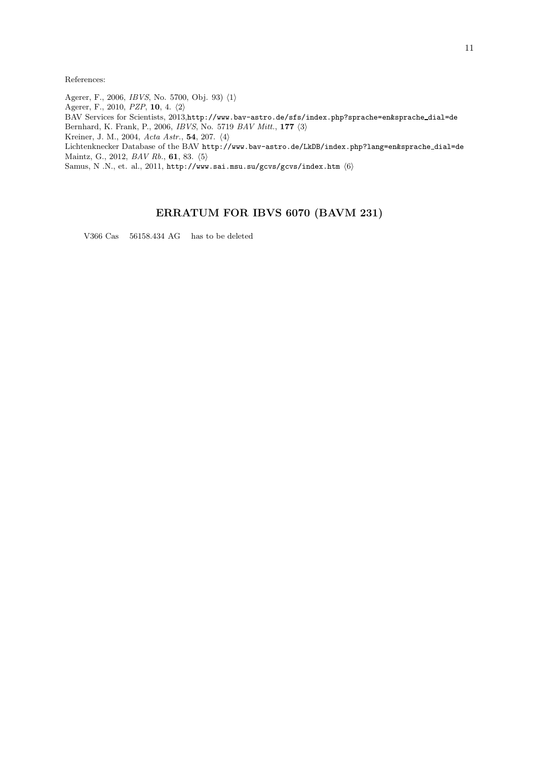References:

Agerer, F., 2006, *IBVS*, No. 5700, Obj. 93) ⟨1⟩
Agerer, F., 2010, *PZP*, **10**, 4. ⟨2⟩
BAV Services for Scientists, 2013,`http://www.bav-astro.de/sfs/index.php?sprache=en&sprache_dial=de`
Bernhard, K. Frank, P., 2006, *IBVS*, No. 5719 *BAV Mitt.*, **177** ⟨3⟩
Kreiner, J. M., 2004, *Acta Astr.*, **54**, 207. ⟨4⟩
Lichtenknecker Database of the BAV `http://www.bav-astro.de/LkDB/index.php?lang=en&sprache_dial=de`
Maintz, G., 2012, *BAV Rb.*, **61**, 83. ⟨5⟩
Samus, N .N., et. al., 2011, `http://www.sai.msu.su/gcvs/gcvs/index.htm` ⟨6⟩

## ERRATUM FOR IBVS 6070 (BAVM 231)

V366 Cas   56158.434 AG   has to be deleted